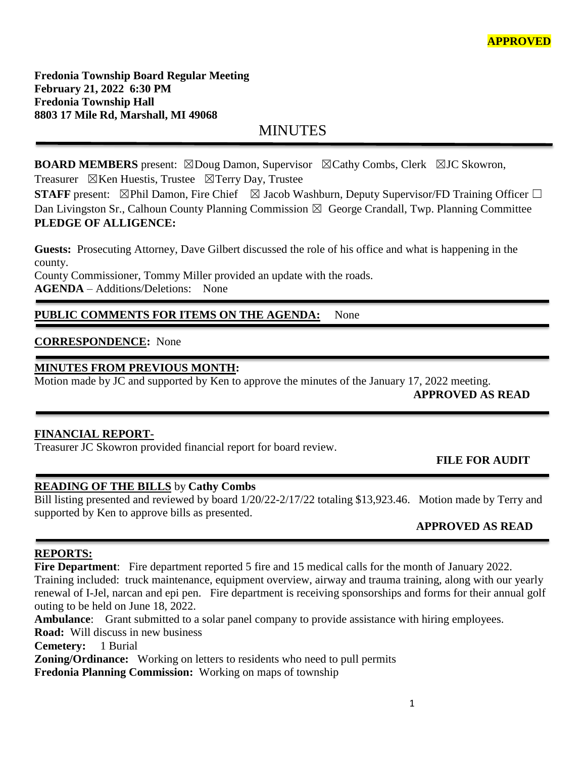**APPROVED**

**Fredonia Township Board Regular Meeting**
**February 21, 2022 6:30 PM**
**Fredonia Township Hall**
**8803 17 Mile Rd, Marshall, MI 49068**

# MINUTES

**BOARD MEMBERS** present: ☒Doug Damon, Supervisor ☒Cathy Combs, Clerk ☒JC Skowron, Treasurer ☒Ken Huestis, Trustee ☒Terry Day, Trustee

**STAFF** present: ☒Phil Damon, Fire Chief ☒ Jacob Washburn, Deputy Supervisor/FD Training Officer ☐ Dan Livingston Sr., Calhoun County Planning Commission ☒ George Crandall, Twp. Planning Committee

**PLEDGE OF ALLIGENCE:**

**Guests:** Prosecuting Attorney, Dave Gilbert discussed the role of his office and what is happening in the county.

County Commissioner, Tommy Miller provided an update with the roads.

**AGENDA** – Additions/Deletions: None

**PUBLIC COMMENTS FOR ITEMS ON THE AGENDA:** None

**CORRESPONDENCE:** None

**MINUTES FROM PREVIOUS MONTH:**

Motion made by JC and supported by Ken to approve the minutes of the January 17, 2022 meeting.

**APPROVED AS READ**

**FINANCIAL REPORT-**

Treasurer JC Skowron provided financial report for board review.

**FILE FOR AUDIT**

**READING OF THE BILLS** by **Cathy Combs**

Bill listing presented and reviewed by board 1/20/22-2/17/22 totaling $13,923.46. Motion made by Terry and supported by Ken to approve bills as presented.

**APPROVED AS READ**

**REPORTS:**

**Fire Department**: Fire department reported 5 fire and 15 medical calls for the month of January 2022. Training included: truck maintenance, equipment overview, airway and trauma training, along with our yearly renewal of I-Jel, narcan and epi pen. Fire department is receiving sponsorships and forms for their annual golf outing to be held on June 18, 2022.

**Ambulance**: Grant submitted to a solar panel company to provide assistance with hiring employees.

**Road:** Will discuss in new business

**Cemetery:** 1 Burial

**Zoning/Ordinance:** Working on letters to residents who need to pull permits

**Fredonia Planning Commission:** Working on maps of township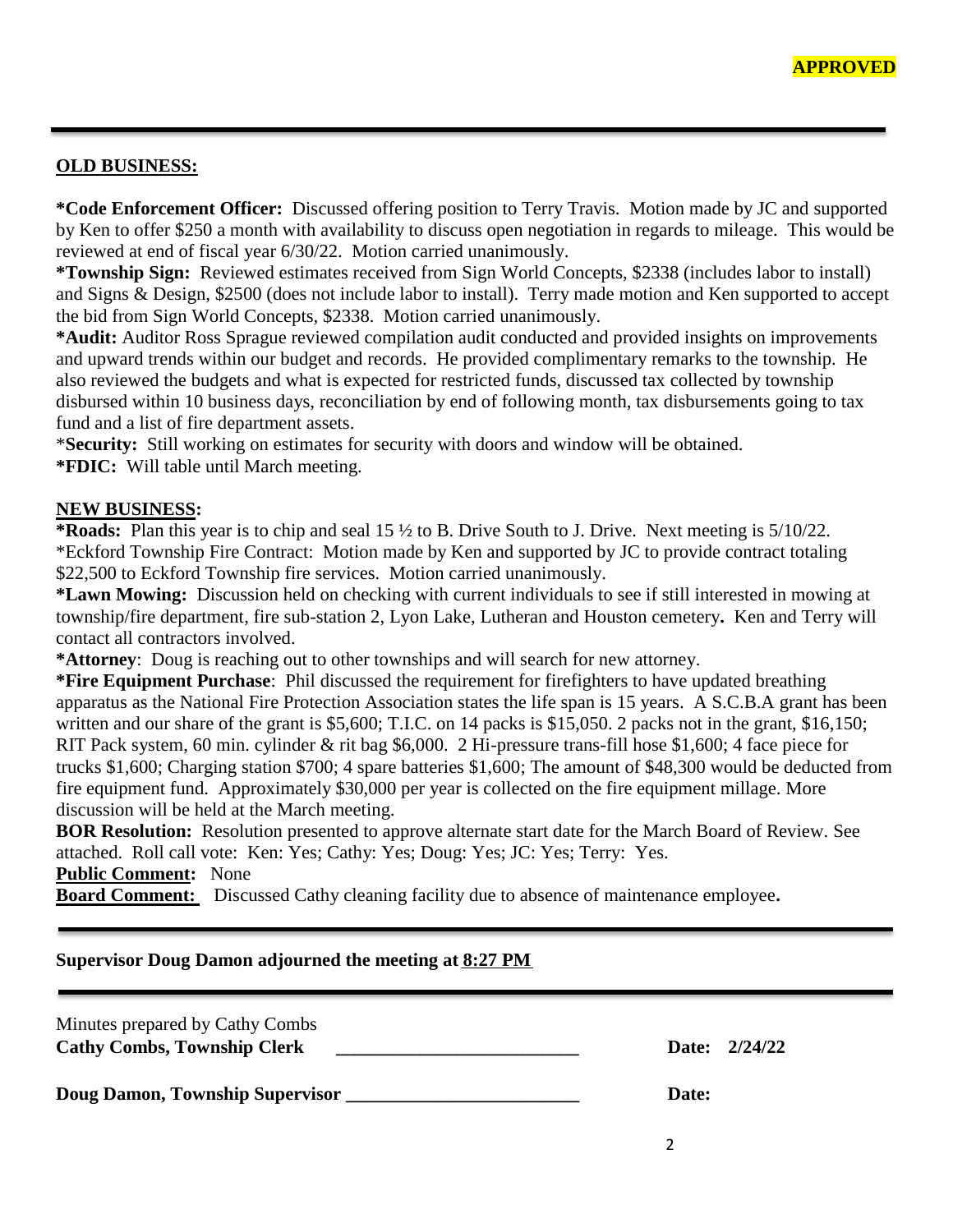**APPROVED**

---

## OLD BUSINESS:

**\*Code Enforcement Officer:** Discussed offering position to Terry Travis. Motion made by JC and supported by Ken to offer $250 a month with availability to discuss open negotiation in regards to mileage. This would be reviewed at end of fiscal year 6/30/22. Motion carried unanimously.

**\*Township Sign:** Reviewed estimates received from Sign World Concepts, $2338 (includes labor to install) and Signs & Design, $2500 (does not include labor to install). Terry made motion and Ken supported to accept the bid from Sign World Concepts, $2338. Motion carried unanimously.

**\*Audit:** Auditor Ross Sprague reviewed compilation audit conducted and provided insights on improvements and upward trends within our budget and records. He provided complimentary remarks to the township. He also reviewed the budgets and what is expected for restricted funds, discussed tax collected by township disbursed within 10 business days, reconciliation by end of following month, tax disbursements going to tax fund and a list of fire department assets.

\***Security:** Still working on estimates for security with doors and window will be obtained.

**\*FDIC:** Will table until March meeting.

## NEW BUSINESS:

**\*Roads:** Plan this year is to chip and seal 15 ½ to B. Drive South to J. Drive. Next meeting is 5/10/22.

\*Eckford Township Fire Contract: Motion made by Ken and supported by JC to provide contract totaling $22,500 to Eckford Township fire services. Motion carried unanimously.

**\*Lawn Mowing:** Discussion held on checking with current individuals to see if still interested in mowing at township/fire department, fire sub-station 2, Lyon Lake, Lutheran and Houston cemetery**.** Ken and Terry will contact all contractors involved.

**\*Attorney**: Doug is reaching out to other townships and will search for new attorney.

**\*Fire Equipment Purchase**: Phil discussed the requirement for firefighters to have updated breathing apparatus as the National Fire Protection Association states the life span is 15 years. A S.C.B.A grant has been written and our share of the grant is $5,600; T.I.C. on 14 packs is $15,050. 2 packs not in the grant, $16,150; RIT Pack system, 60 min. cylinder & rit bag $6,000. 2 Hi-pressure trans-fill hose $1,600; 4 face piece for trucks $1,600; Charging station $700; 4 spare batteries $1,600; The amount of $48,300 would be deducted from fire equipment fund. Approximately $30,000 per year is collected on the fire equipment millage. More discussion will be held at the March meeting.

**BOR Resolution:** Resolution presented to approve alternate start date for the March Board of Review. See attached. Roll call vote: Ken: Yes; Cathy: Yes; Doug: Yes; JC: Yes; Terry: Yes.

**Public Comment:** None

**Board Comment:** Discussed Cathy cleaning facility due to absence of maintenance employee**.**

---

**Supervisor Doug Damon adjourned the meeting at 8:27 PM**

---

Minutes prepared by Cathy Combs

**Cathy Combs, Township Clerk** \_\_\_\_\_\_\_\_\_\_\_\_\_\_\_\_\_\_\_\_\_\_\_\_\_\_ **Date: 2/24/22**

**Doug Damon, Township Supervisor** \_\_\_\_\_\_\_\_\_\_\_\_\_\_\_\_\_\_\_\_\_\_\_\_\_\_ **Date:**